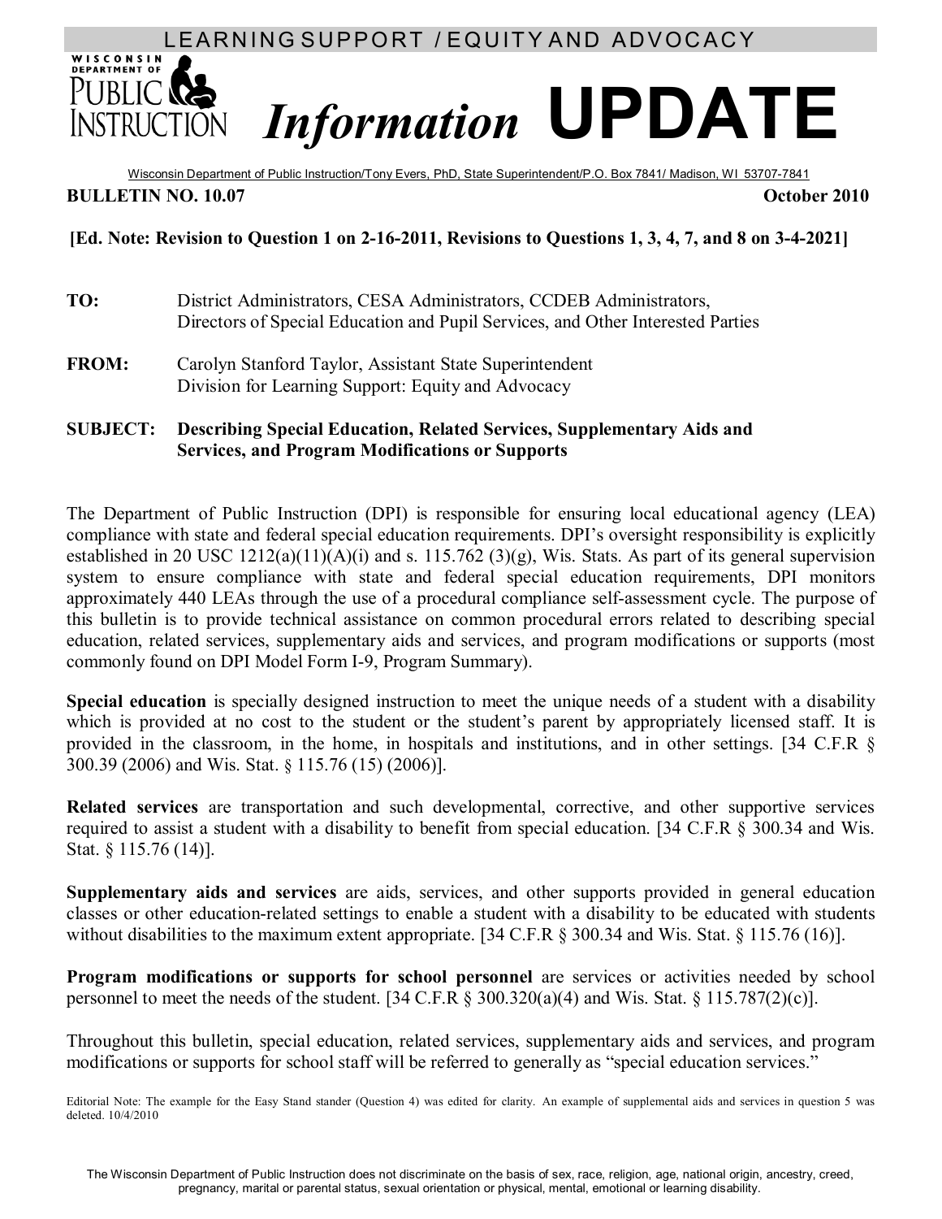LEARNING SUPPORT / EQUITY AND ADVOCACY

# *Information* UPDATE

Wisconsin Department of Public Instruction/Tony Evers, PhD, State Superintendent/P.O. Box 7841/ Madison, WI 53707-7841

**BULLETIN NO. 10.07** **October 2010**

**[Ed. Note: Revision to Question 1 on 2-16-2011, Revisions to Questions 1, 3, 4, 7, and 8 on 3-4-2021]**

**TO:** District Administrators, CESA Administrators, CCDEB Administrators, Directors of Special Education and Pupil Services, and Other Interested Parties

**FROM:** Carolyn Stanford Taylor, Assistant State Superintendent
Division for Learning Support: Equity and Advocacy

**SUBJECT: Describing Special Education, Related Services, Supplementary Aids and Services, and Program Modifications or Supports**

The Department of Public Instruction (DPI) is responsible for ensuring local educational agency (LEA) compliance with state and federal special education requirements. DPI's oversight responsibility is explicitly established in 20 USC 1212(a)(11)(A)(i) and s. 115.762 (3)(g), Wis. Stats. As part of its general supervision system to ensure compliance with state and federal special education requirements, DPI monitors approximately 440 LEAs through the use of a procedural compliance self-assessment cycle. The purpose of this bulletin is to provide technical assistance on common procedural errors related to describing special education, related services, supplementary aids and services, and program modifications or supports (most commonly found on DPI Model Form I-9, Program Summary).

**Special education** is specially designed instruction to meet the unique needs of a student with a disability which is provided at no cost to the student or the student's parent by appropriately licensed staff. It is provided in the classroom, in the home, in hospitals and institutions, and in other settings. [34 C.F.R § 300.39 (2006) and Wis. Stat. § 115.76 (15) (2006)].

**Related services** are transportation and such developmental, corrective, and other supportive services required to assist a student with a disability to benefit from special education. [34 C.F.R § 300.34 and Wis. Stat. § 115.76 (14)].

**Supplementary aids and services** are aids, services, and other supports provided in general education classes or other education-related settings to enable a student with a disability to be educated with students without disabilities to the maximum extent appropriate. [34 C.F.R § 300.34 and Wis. Stat. § 115.76 (16)].

**Program modifications or supports for school personnel** are services or activities needed by school personnel to meet the needs of the student. [34 C.F.R § 300.320(a)(4) and Wis. Stat. § 115.787(2)(c)].

Throughout this bulletin, special education, related services, supplementary aids and services, and program modifications or supports for school staff will be referred to generally as "special education services."

Editorial Note: The example for the Easy Stand stander (Question 4) was edited for clarity. An example of supplemental aids and services in question 5 was deleted. 10/4/2010

The Wisconsin Department of Public Instruction does not discriminate on the basis of sex, race, religion, age, national origin, ancestry, creed, pregnancy, marital or parental status, sexual orientation or physical, mental, emotional or learning disability.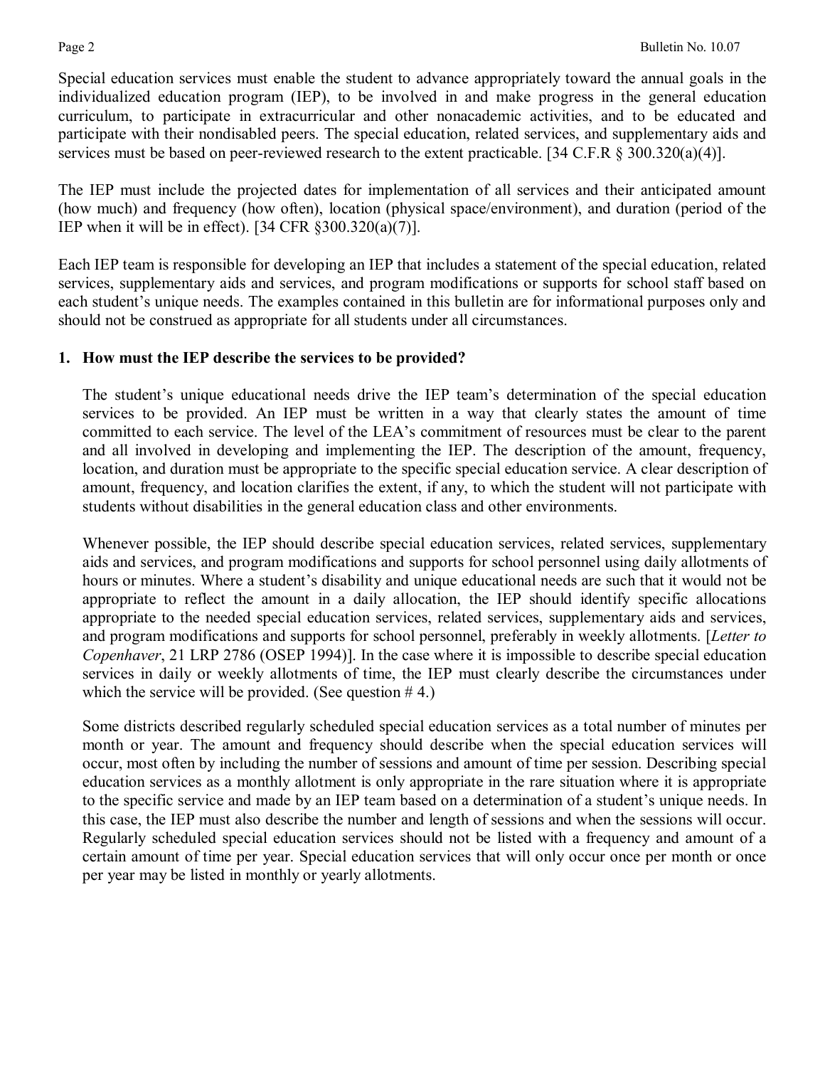Special education services must enable the student to advance appropriately toward the annual goals in the individualized education program (IEP), to be involved in and make progress in the general education curriculum, to participate in extracurricular and other nonacademic activities, and to be educated and participate with their nondisabled peers. The special education, related services, and supplementary aids and services must be based on peer-reviewed research to the extent practicable. [34 C.F.R § 300.320(a)(4)].

The IEP must include the projected dates for implementation of all services and their anticipated amount (how much) and frequency (how often), location (physical space/environment), and duration (period of the IEP when it will be in effect). [34 CFR §300.320(a)(7)].

Each IEP team is responsible for developing an IEP that includes a statement of the special education, related services, supplementary aids and services, and program modifications or supports for school staff based on each student's unique needs. The examples contained in this bulletin are for informational purposes only and should not be construed as appropriate for all students under all circumstances.

**1. How must the IEP describe the services to be provided?**

The student's unique educational needs drive the IEP team's determination of the special education services to be provided. An IEP must be written in a way that clearly states the amount of time committed to each service. The level of the LEA's commitment of resources must be clear to the parent and all involved in developing and implementing the IEP. The description of the amount, frequency, location, and duration must be appropriate to the specific special education service. A clear description of amount, frequency, and location clarifies the extent, if any, to which the student will not participate with students without disabilities in the general education class and other environments.

Whenever possible, the IEP should describe special education services, related services, supplementary aids and services, and program modifications and supports for school personnel using daily allotments of hours or minutes. Where a student's disability and unique educational needs are such that it would not be appropriate to reflect the amount in a daily allocation, the IEP should identify specific allocations appropriate to the needed special education services, related services, supplementary aids and services, and program modifications and supports for school personnel, preferably in weekly allotments. [*Letter to Copenhaver*, 21 LRP 2786 (OSEP 1994)]. In the case where it is impossible to describe special education services in daily or weekly allotments of time, the IEP must clearly describe the circumstances under which the service will be provided. (See question # 4.)

Some districts described regularly scheduled special education services as a total number of minutes per month or year. The amount and frequency should describe when the special education services will occur, most often by including the number of sessions and amount of time per session. Describing special education services as a monthly allotment is only appropriate in the rare situation where it is appropriate to the specific service and made by an IEP team based on a determination of a student's unique needs. In this case, the IEP must also describe the number and length of sessions and when the sessions will occur. Regularly scheduled special education services should not be listed with a frequency and amount of a certain amount of time per year. Special education services that will only occur once per month or once per year may be listed in monthly or yearly allotments.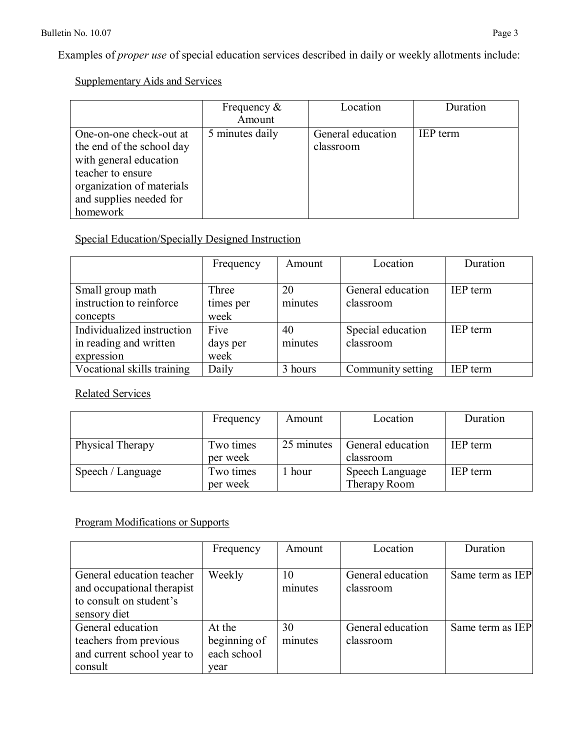Examples of *proper use* of special education services described in daily or weekly allotments include:

Supplementary Aids and Services

| | Frequency & Amount | Location | Duration |
|---|---|---|---|
| One-on-one check-out at the end of the school day with general education teacher to ensure organization of materials and supplies needed for homework | 5 minutes daily | General education classroom | IEP term |

Special Education/Specially Designed Instruction

| | Frequency | Amount | Location | Duration |
|---|---|---|---|---|
| Small group math instruction to reinforce concepts | Three times per week | 20 minutes | General education classroom | IEP term |
| Individualized instruction in reading and written expression | Five days per week | 40 minutes | Special education classroom | IEP term |
| Vocational skills training | Daily | 3 hours | Community setting | IEP term |

Related Services

| | Frequency | Amount | Location | Duration |
|---|---|---|---|---|
| Physical Therapy | Two times per week | 25 minutes | General education classroom | IEP term |
| Speech / Language | Two times per week | 1 hour | Speech Language Therapy Room | IEP term |

Program Modifications or Supports

| | Frequency | Amount | Location | Duration |
|---|---|---|---|---|
| General education teacher and occupational therapist to consult on student's sensory diet | Weekly | 10 minutes | General education classroom | Same term as IEP |
| General education teachers from previous and current school year to consult | At the beginning of each school year | 30 minutes | General education classroom | Same term as IEP |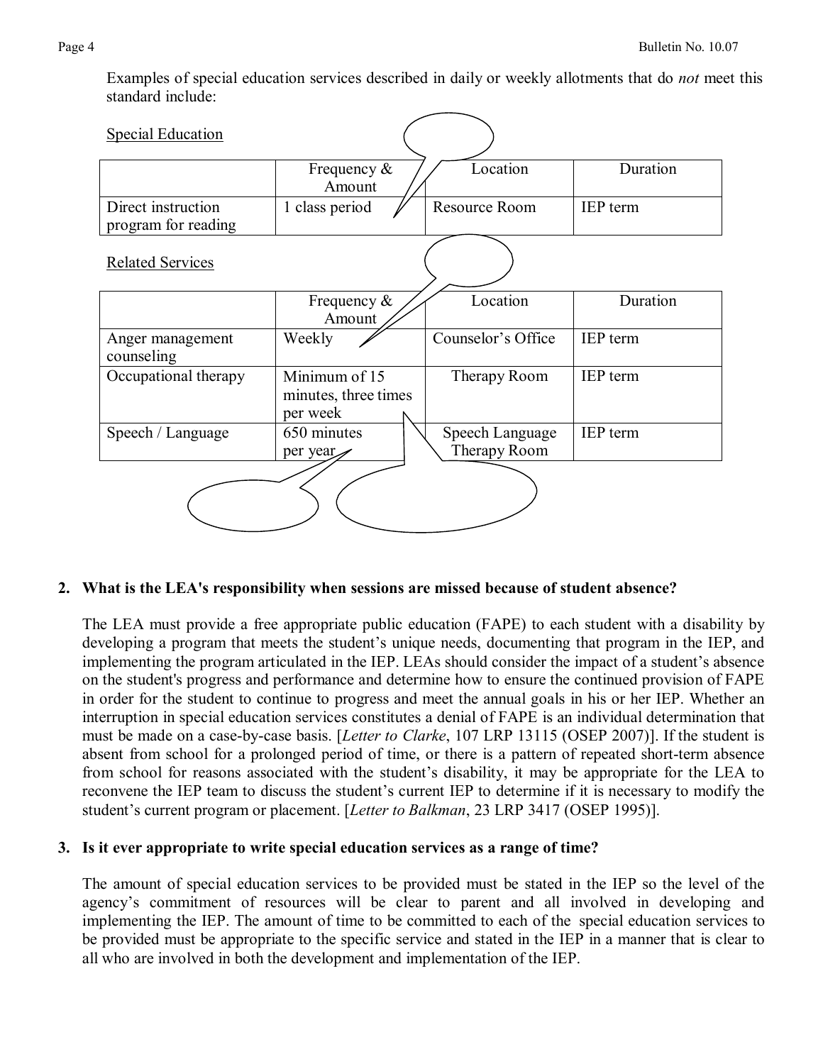Examples of special education services described in daily or weekly allotments that do *not* meet this standard include:

Special Education

| | Frequency & Amount | Location | Duration |
|---|---|---|---|
| Direct instruction program for reading | 1 class period | Resource Room | IEP term |

Related Services

| | Frequency & Amount | Location | Duration |
|---|---|---|---|
| Anger management counseling | Weekly | Counselor's Office | IEP term |
| Occupational therapy | Minimum of 15 minutes, three times per week | Therapy Room | IEP term |
| Speech / Language | 650 minutes per year | Speech Language Therapy Room | IEP term |

**2. What is the LEA's responsibility when sessions are missed because of student absence?**

The LEA must provide a free appropriate public education (FAPE) to each student with a disability by developing a program that meets the student's unique needs, documenting that program in the IEP, and implementing the program articulated in the IEP. LEAs should consider the impact of a student's absence on the student's progress and performance and determine how to ensure the continued provision of FAPE in order for the student to continue to progress and meet the annual goals in his or her IEP. Whether an interruption in special education services constitutes a denial of FAPE is an individual determination that must be made on a case-by-case basis. [*Letter to Clarke*, 107 LRP 13115 (OSEP 2007)]. If the student is absent from school for a prolonged period of time, or there is a pattern of repeated short-term absence from school for reasons associated with the student's disability, it may be appropriate for the LEA to reconvene the IEP team to discuss the student's current IEP to determine if it is necessary to modify the student's current program or placement. [*Letter to Balkman*, 23 LRP 3417 (OSEP 1995)].

**3. Is it ever appropriate to write special education services as a range of time?**

The amount of special education services to be provided must be stated in the IEP so the level of the agency's commitment of resources will be clear to parent and all involved in developing and implementing the IEP. The amount of time to be committed to each of the special education services to be provided must be appropriate to the specific service and stated in the IEP in a manner that is clear to all who are involved in both the development and implementation of the IEP.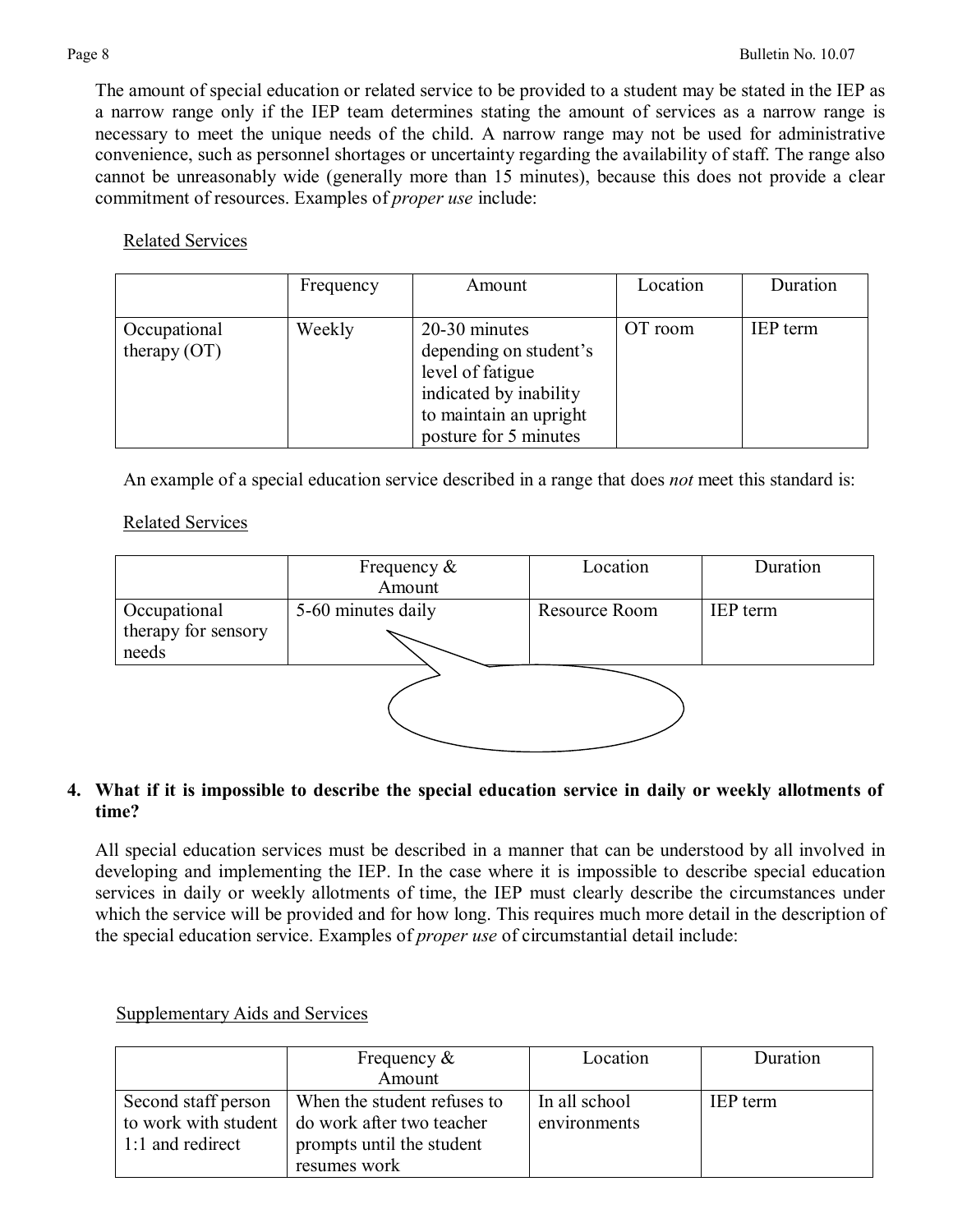The amount of special education or related service to be provided to a student may be stated in the IEP as a narrow range only if the IEP team determines stating the amount of services as a narrow range is necessary to meet the unique needs of the child. A narrow range may not be used for administrative convenience, such as personnel shortages or uncertainty regarding the availability of staff. The range also cannot be unreasonably wide (generally more than 15 minutes), because this does not provide a clear commitment of resources. Examples of *proper use* include:

Related Services

| | Frequency | Amount | Location | Duration |
|---|---|---|---|---|
| Occupational therapy (OT) | Weekly | 20-30 minutes depending on student's level of fatigue indicated by inability to maintain an upright posture for 5 minutes | OT room | IEP term |

An example of a special education service described in a range that does *not* meet this standard is:

Related Services

| | Frequency & Amount | Location | Duration |
|---|---|---|---|
| Occupational therapy for sensory needs | 5-60 minutes daily | Resource Room | IEP term |

**4. What if it is impossible to describe the special education service in daily or weekly allotments of time?**

All special education services must be described in a manner that can be understood by all involved in developing and implementing the IEP. In the case where it is impossible to describe special education services in daily or weekly allotments of time, the IEP must clearly describe the circumstances under which the service will be provided and for how long. This requires much more detail in the description of the special education service. Examples of *proper use* of circumstantial detail include:

Supplementary Aids and Services

| | Frequency & Amount | Location | Duration |
|---|---|---|---|
| Second staff person to work with student 1:1 and redirect | When the student refuses to do work after two teacher prompts until the student resumes work | In all school environments | IEP term |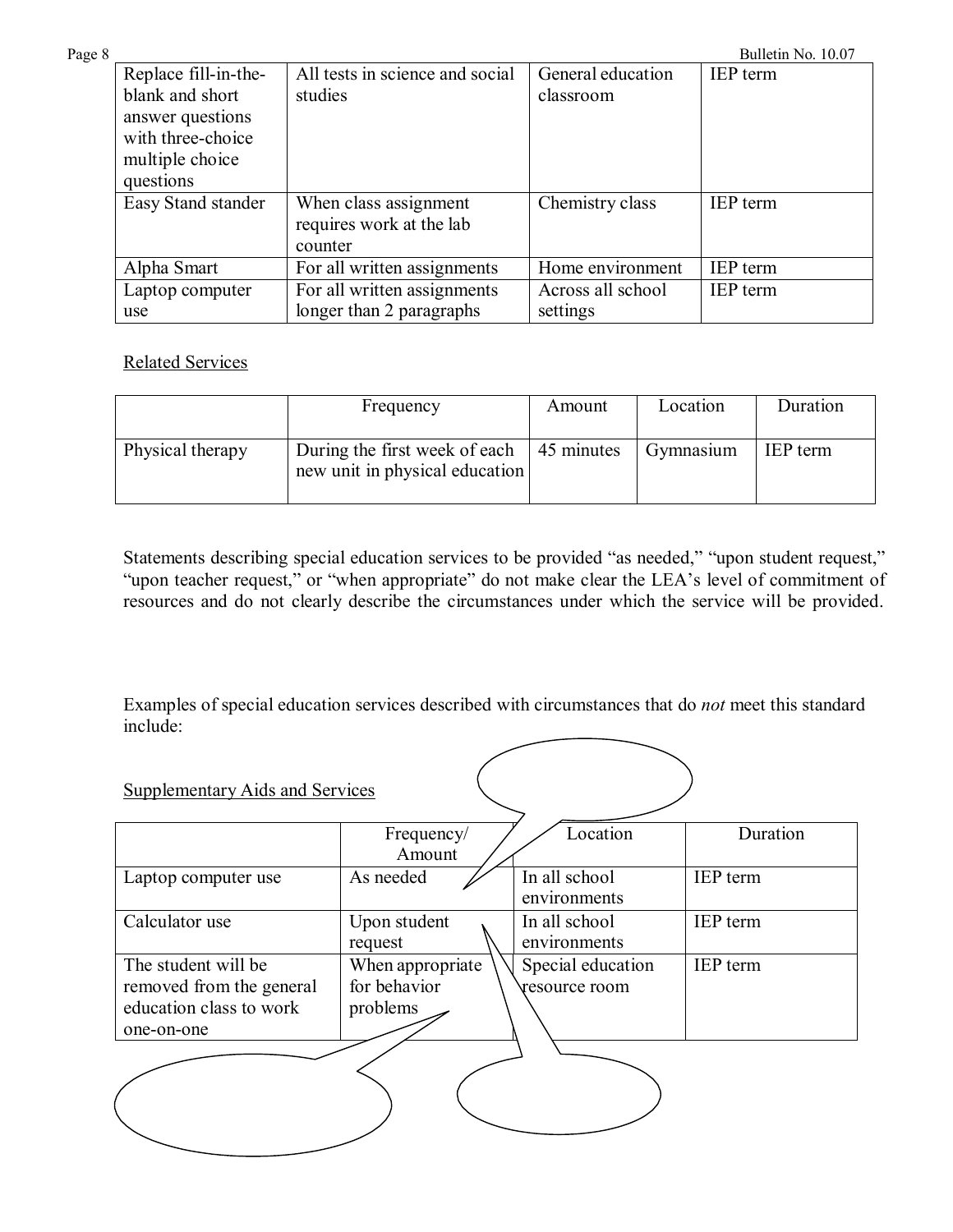| Replace fill-in-the-blank and short answer questions with three-choice multiple choice questions | All tests in science and social studies | General education classroom | IEP term |
|---|---|---|---|
| Easy Stand stander | When class assignment requires work at the lab counter | Chemistry class | IEP term |
| Alpha Smart | For all written assignments | Home environment | IEP term |
| Laptop computer use | For all written assignments longer than 2 paragraphs | Across all school settings | IEP term |

Related Services

| | Frequency | Amount | Location | Duration |
|---|---|---|---|---|
| Physical therapy | During the first week of each new unit in physical education | 45 minutes | Gymnasium | IEP term |

Statements describing special education services to be provided "as needed," "upon student request," "upon teacher request," or "when appropriate" do not make clear the LEA's level of commitment of resources and do not clearly describe the circumstances under which the service will be provided.

Examples of special education services described with circumstances that do *not* meet this standard include:

Supplementary Aids and Services

| | Frequency/ Amount | Location | Duration |
|---|---|---|---|
| Laptop computer use | As needed | In all school environments | IEP term |
| Calculator use | Upon student request | In all school environments | IEP term |
| The student will be removed from the general education class to work one-on-one | When appropriate for behavior problems | Special education resource room | IEP term |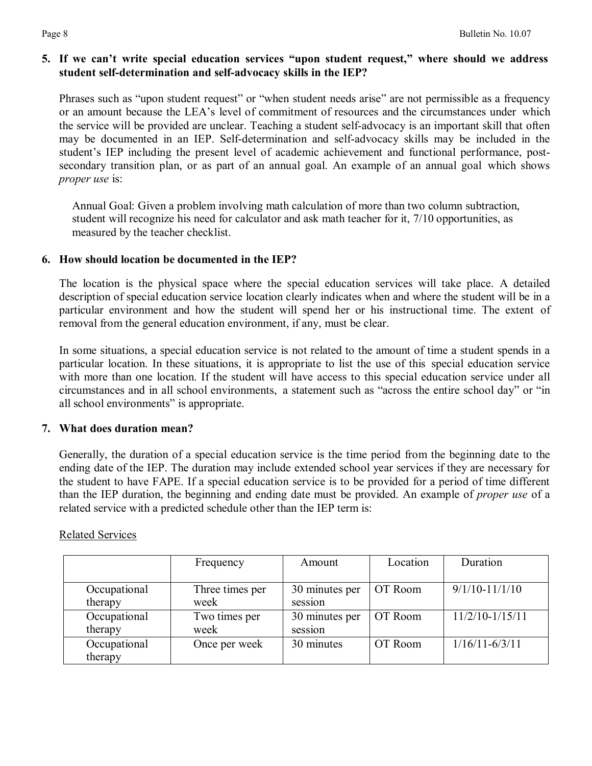**5. If we can't write special education services "upon student request," where should we address student self-determination and self-advocacy skills in the IEP?**

Phrases such as "upon student request" or "when student needs arise" are not permissible as a frequency or an amount because the LEA's level of commitment of resources and the circumstances under which the service will be provided are unclear. Teaching a student self-advocacy is an important skill that often may be documented in an IEP. Self-determination and self-advocacy skills may be included in the student's IEP including the present level of academic achievement and functional performance, post-secondary transition plan, or as part of an annual goal. An example of an annual goal which shows *proper use* is:

> Annual Goal: Given a problem involving math calculation of more than two column subtraction, student will recognize his need for calculator and ask math teacher for it, 7/10 opportunities, as measured by the teacher checklist.

**6. How should location be documented in the IEP?**

The location is the physical space where the special education services will take place. A detailed description of special education service location clearly indicates when and where the student will be in a particular environment and how the student will spend her or his instructional time. The extent of removal from the general education environment, if any, must be clear.

In some situations, a special education service is not related to the amount of time a student spends in a particular location. In these situations, it is appropriate to list the use of this special education service with more than one location. If the student will have access to this special education service under all circumstances and in all school environments, a statement such as "across the entire school day" or "in all school environments" is appropriate.

**7. What does duration mean?**

Generally, the duration of a special education service is the time period from the beginning date to the ending date of the IEP. The duration may include extended school year services if they are necessary for the student to have FAPE. If a special education service is to be provided for a period of time different than the IEP duration, the beginning and ending date must be provided. An example of *proper use* of a related service with a predicted schedule other than the IEP term is:

<u>Related Services</u>

| | Frequency | Amount | Location | Duration |
|---|---|---|---|---|
| Occupational therapy | Three times per week | 30 minutes per session | OT Room | 9/1/10-11/1/10 |
| Occupational therapy | Two times per week | 30 minutes per session | OT Room | 11/2/10-1/15/11 |
| Occupational therapy | Once per week | 30 minutes | OT Room | 1/16/11-6/3/11 |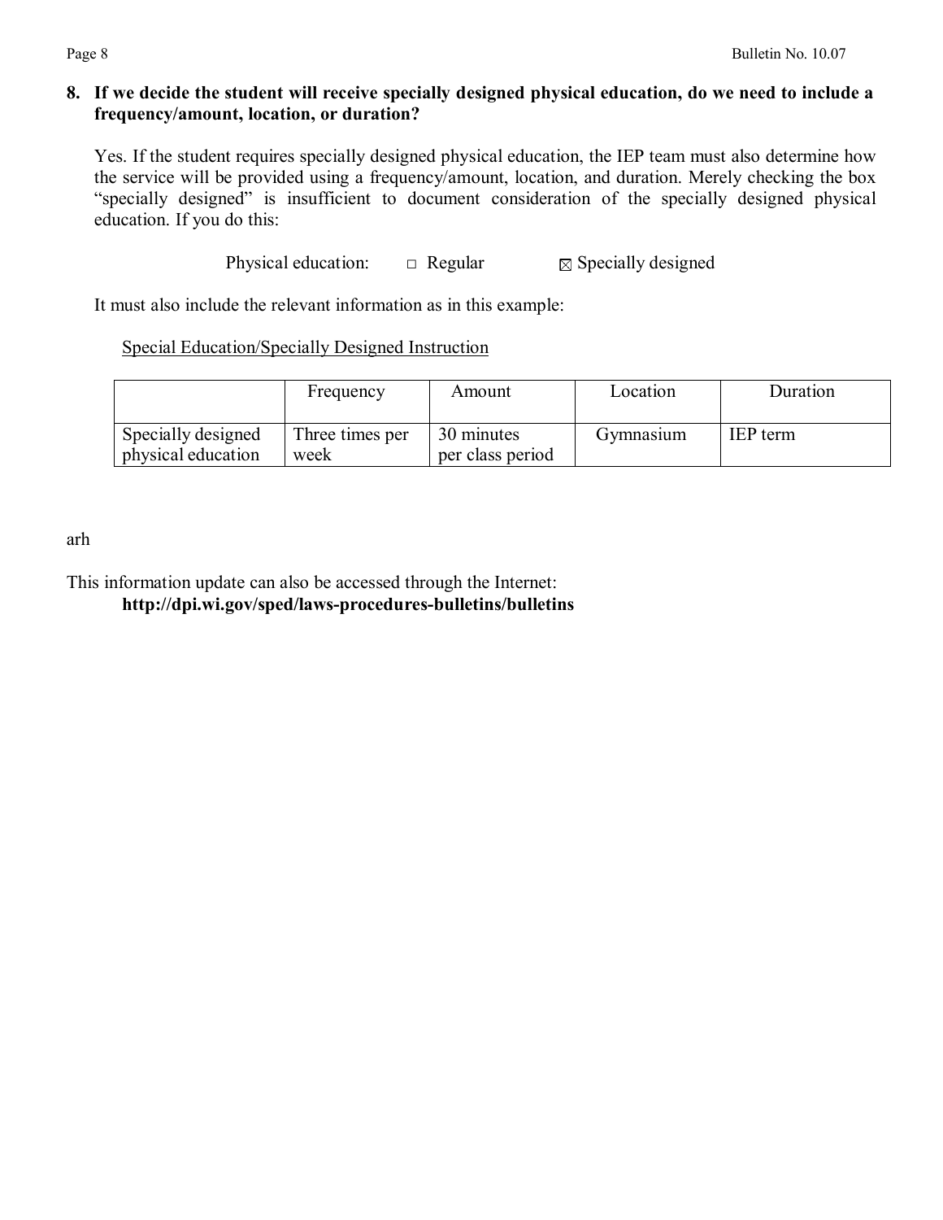**8. If we decide the student will receive specially designed physical education, do we need to include a frequency/amount, location, or duration?**

Yes. If the student requires specially designed physical education, the IEP team must also determine how the service will be provided using a frequency/amount, location, and duration. Merely checking the box "specially designed" is insufficient to document consideration of the specially designed physical education. If you do this:

Physical education: ☐ Regular ☒ Specially designed

It must also include the relevant information as in this example:

Special Education/Specially Designed Instruction

| | Frequency | Amount | Location | Duration |
|---|---|---|---|---|
| Specially designed physical education | Three times per week | 30 minutes per class period | Gymnasium | IEP term |

arh

This information update can also be accessed through the Internet:
**http://dpi.wi.gov/sped/laws-procedures-bulletins/bulletins**